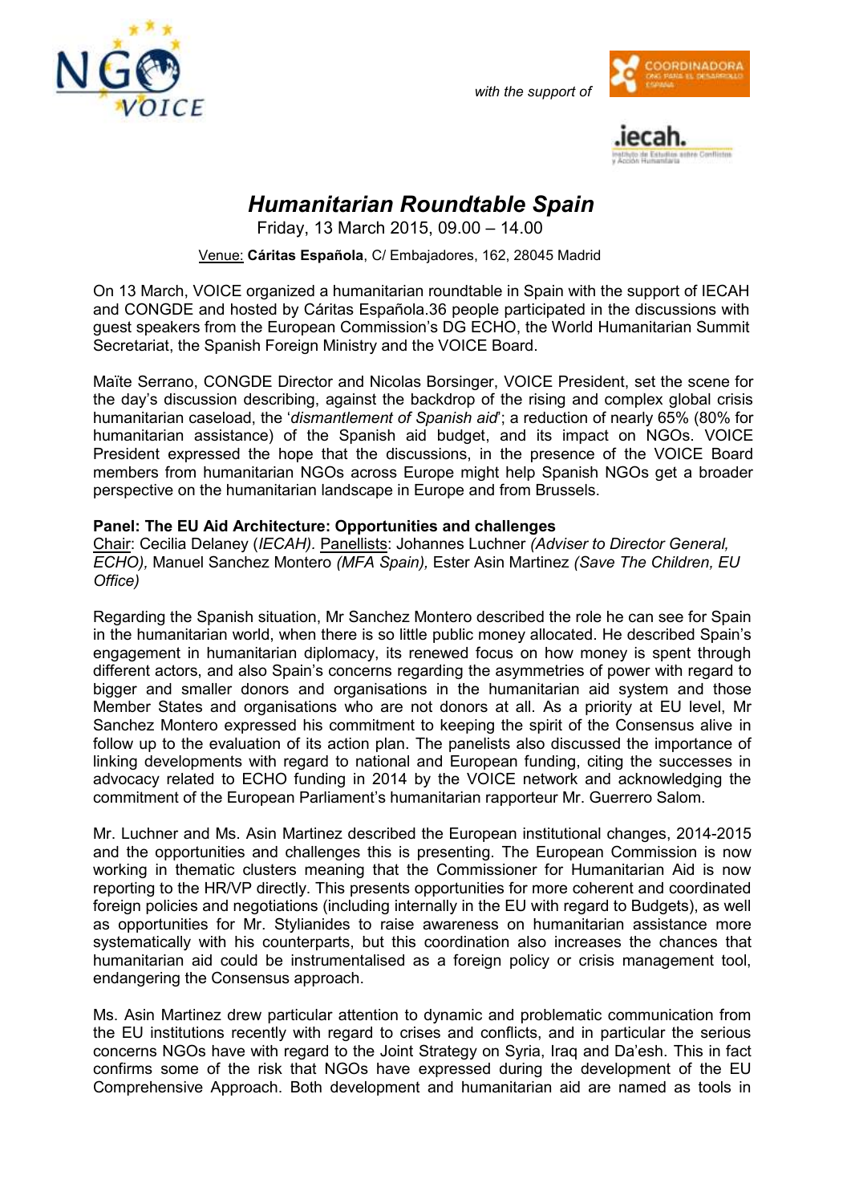*with the support of*

# *Humanitarian Roundtable Spain*

Friday, 13 March 2015, 09.00 – 14.00

Venue: **Cáritas Española**, C/ Embajadores, 162, 28045 Madrid

On 13 March, VOICE organized a humanitarian roundtable in Spain with the support of IECAH and CONGDE and hosted by Cáritas Española.36 people participated in the discussions with guest speakers from the European Commission's DG ECHO, the World Humanitarian Summit Secretariat, the Spanish Foreign Ministry and the VOICE Board.

Maïte Serrano, CONGDE Director and Nicolas Borsinger, VOICE President, set the scene for the day's discussion describing, against the backdrop of the rising and complex global crisis humanitarian caseload, the '*dismantlement of Spanish aid*'; a reduction of nearly 65% (80% for humanitarian assistance) of the Spanish aid budget, and its impact on NGOs. VOICE President expressed the hope that the discussions, in the presence of the VOICE Board members from humanitarian NGOs across Europe might help Spanish NGOs get a broader perspective on the humanitarian landscape in Europe and from Brussels.

**Panel: The EU Aid Architecture: Opportunities and challenges**

Chair: Cecilia Delaney (*IECAH).* Panellists: Johannes Luchner *(Adviser to Director General, ECHO),* Manuel Sanchez Montero *(MFA Spain),* Ester Asin Martinez *(Save The Children, EU Office)*

Regarding the Spanish situation, Mr Sanchez Montero described the role he can see for Spain in the humanitarian world, when there is so little public money allocated. He described Spain's engagement in humanitarian diplomacy, its renewed focus on how money is spent through different actors, and also Spain's concerns regarding the asymmetries of power with regard to bigger and smaller donors and organisations in the humanitarian aid system and those Member States and organisations who are not donors at all. As a priority at EU level, Mr Sanchez Montero expressed his commitment to keeping the spirit of the Consensus alive in follow up to the evaluation of its action plan. The panelists also discussed the importance of linking developments with regard to national and European funding, citing the successes in advocacy related to ECHO funding in 2014 by the VOICE network and acknowledging the commitment of the European Parliament's humanitarian rapporteur Mr. Guerrero Salom.

Mr. Luchner and Ms. Asin Martinez described the European institutional changes, 2014-2015 and the opportunities and challenges this is presenting. The European Commission is now working in thematic clusters meaning that the Commissioner for Humanitarian Aid is now reporting to the HR/VP directly. This presents opportunities for more coherent and coordinated foreign policies and negotiations (including internally in the EU with regard to Budgets), as well as opportunities for Mr. Stylianides to raise awareness on humanitarian assistance more systematically with his counterparts, but this coordination also increases the chances that humanitarian aid could be instrumentalised as a foreign policy or crisis management tool, endangering the Consensus approach.

Ms. Asin Martinez drew particular attention to dynamic and problematic communication from the EU institutions recently with regard to crises and conflicts, and in particular the serious concerns NGOs have with regard to the Joint Strategy on Syria, Iraq and Da'esh. This in fact confirms some of the risk that NGOs have expressed during the development of the EU Comprehensive Approach. Both development and humanitarian aid are named as tools in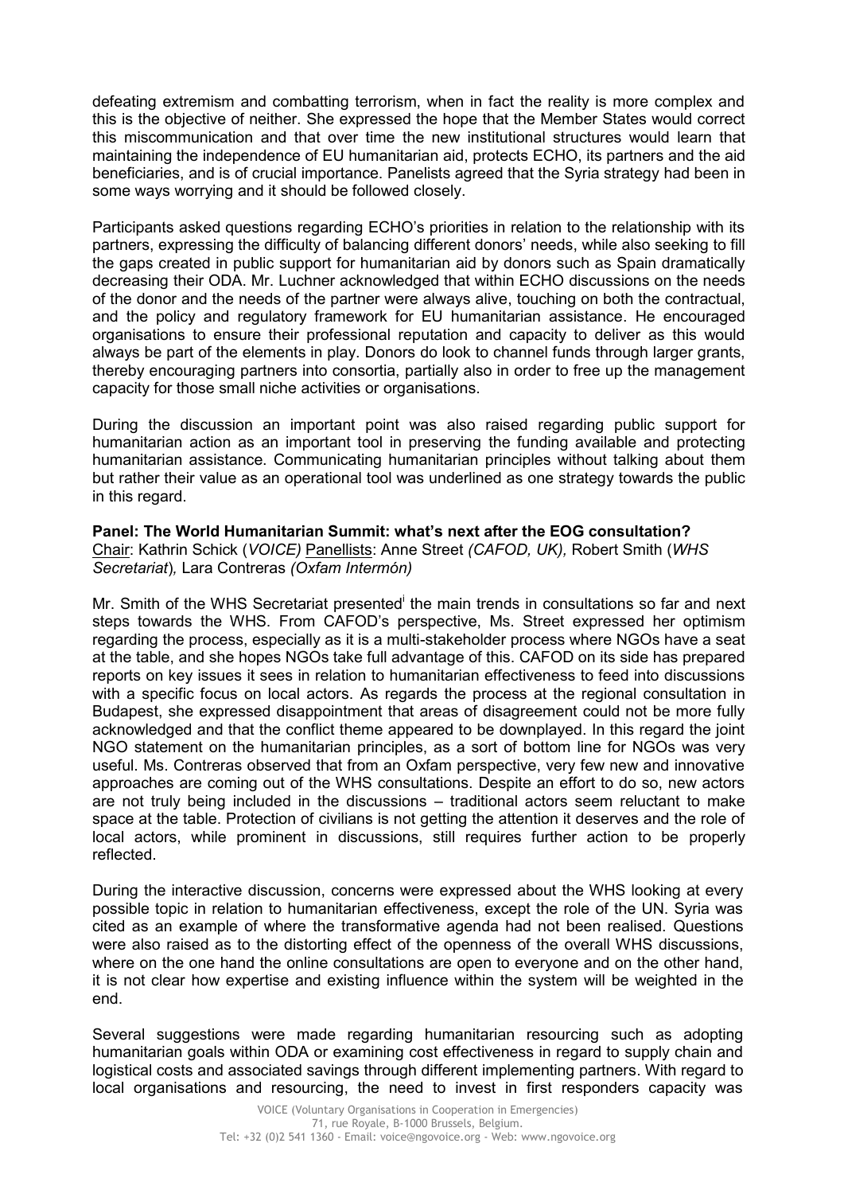defeating extremism and combatting terrorism, when in fact the reality is more complex and this is the objective of neither. She expressed the hope that the Member States would correct this miscommunication and that over time the new institutional structures would learn that maintaining the independence of EU humanitarian aid, protects ECHO, its partners and the aid beneficiaries, and is of crucial importance. Panelists agreed that the Syria strategy had been in some ways worrying and it should be followed closely.

Participants asked questions regarding ECHO's priorities in relation to the relationship with its partners, expressing the difficulty of balancing different donors' needs, while also seeking to fill the gaps created in public support for humanitarian aid by donors such as Spain dramatically decreasing their ODA. Mr. Luchner acknowledged that within ECHO discussions on the needs of the donor and the needs of the partner were always alive, touching on both the contractual, and the policy and regulatory framework for EU humanitarian assistance. He encouraged organisations to ensure their professional reputation and capacity to deliver as this would always be part of the elements in play. Donors do look to channel funds through larger grants, thereby encouraging partners into consortia, partially also in order to free up the management capacity for those small niche activities or organisations.

During the discussion an important point was also raised regarding public support for humanitarian action as an important tool in preserving the funding available and protecting humanitarian assistance. Communicating humanitarian principles without talking about them but rather their value as an operational tool was underlined as one strategy towards the public in this regard.

**Panel: The World Humanitarian Summit: what's next after the EOG consultation?**
Chair: Kathrin Schick (*VOICE)* Panellists: Anne Street *(CAFOD, UK),* Robert Smith (*WHS Secretariat*)*,* Lara Contreras *(Oxfam Intermón)*

Mr. Smith of the WHS Secretariat presented[i] the main trends in consultations so far and next steps towards the WHS. From CAFOD's perspective, Ms. Street expressed her optimism regarding the process, especially as it is a multi-stakeholder process where NGOs have a seat at the table, and she hopes NGOs take full advantage of this. CAFOD on its side has prepared reports on key issues it sees in relation to humanitarian effectiveness to feed into discussions with a specific focus on local actors. As regards the process at the regional consultation in Budapest, she expressed disappointment that areas of disagreement could not be more fully acknowledged and that the conflict theme appeared to be downplayed. In this regard the joint NGO statement on the humanitarian principles, as a sort of bottom line for NGOs was very useful. Ms. Contreras observed that from an Oxfam perspective, very few new and innovative approaches are coming out of the WHS consultations. Despite an effort to do so, new actors are not truly being included in the discussions – traditional actors seem reluctant to make space at the table. Protection of civilians is not getting the attention it deserves and the role of local actors, while prominent in discussions, still requires further action to be properly reflected.

During the interactive discussion, concerns were expressed about the WHS looking at every possible topic in relation to humanitarian effectiveness, except the role of the UN. Syria was cited as an example of where the transformative agenda had not been realised. Questions were also raised as to the distorting effect of the openness of the overall WHS discussions, where on the one hand the online consultations are open to everyone and on the other hand, it is not clear how expertise and existing influence within the system will be weighted in the end.

Several suggestions were made regarding humanitarian resourcing such as adopting humanitarian goals within ODA or examining cost effectiveness in regard to supply chain and logistical costs and associated savings through different implementing partners. With regard to local organisations and resourcing, the need to invest in first responders capacity was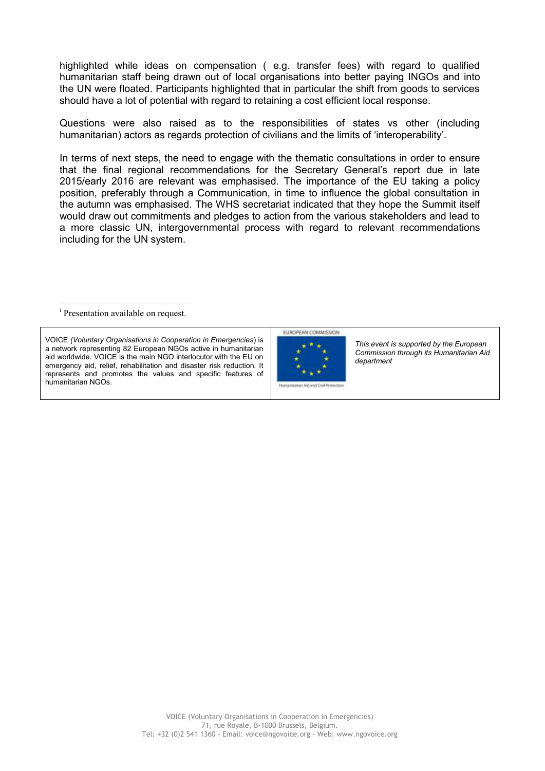highlighted while ideas on compensation ( e.g. transfer fees) with regard to qualified humanitarian staff being drawn out of local organisations into better paying INGOs and into the UN were floated. Participants highlighted that in particular the shift from goods to services should have a lot of potential with regard to retaining a cost efficient local response.

Questions were also raised as to the responsibilities of states vs other (including humanitarian) actors as regards protection of civilians and the limits of 'interoperability'.

In terms of next steps, the need to engage with the thematic consultations in order to ensure that the final regional recommendations for the Secretary General's report due in late 2015/early 2016 are relevant was emphasised. The importance of the EU taking a policy position, preferably through a Communication, in time to influence the global consultation in the autumn was emphasised. The WHS secretariat indicated that they hope the Summit itself would draw out commitments and pledges to action from the various stakeholders and lead to a more classic UN, intergovernmental process with regard to relevant recommendations including for the UN system.

---

[i] Presentation available on request.

VOICE *(Voluntary Organisations in Cooperation in Emergencies)* is a network representing 82 European NGOs active in humanitarian aid worldwide. VOICE is the main NGO interlocutor with the EU on emergency aid, relief, rehabilitation and disaster risk reduction. It represents and promotes the values and specific features of humanitarian NGOs.

EUROPEAN COMMISSION

Humanitarian Aid and Civil Protection

*This event is supported by the European Commission through its Humanitarian Aid department*

VOICE (Voluntary Organisations in Cooperation in Emergencies)
71, rue Royale, B-1000 Brussels, Belgium.
Tel: +32 (0)2 541 1360 - Email: voice@ngovoice.org - Web: www.ngovoice.org